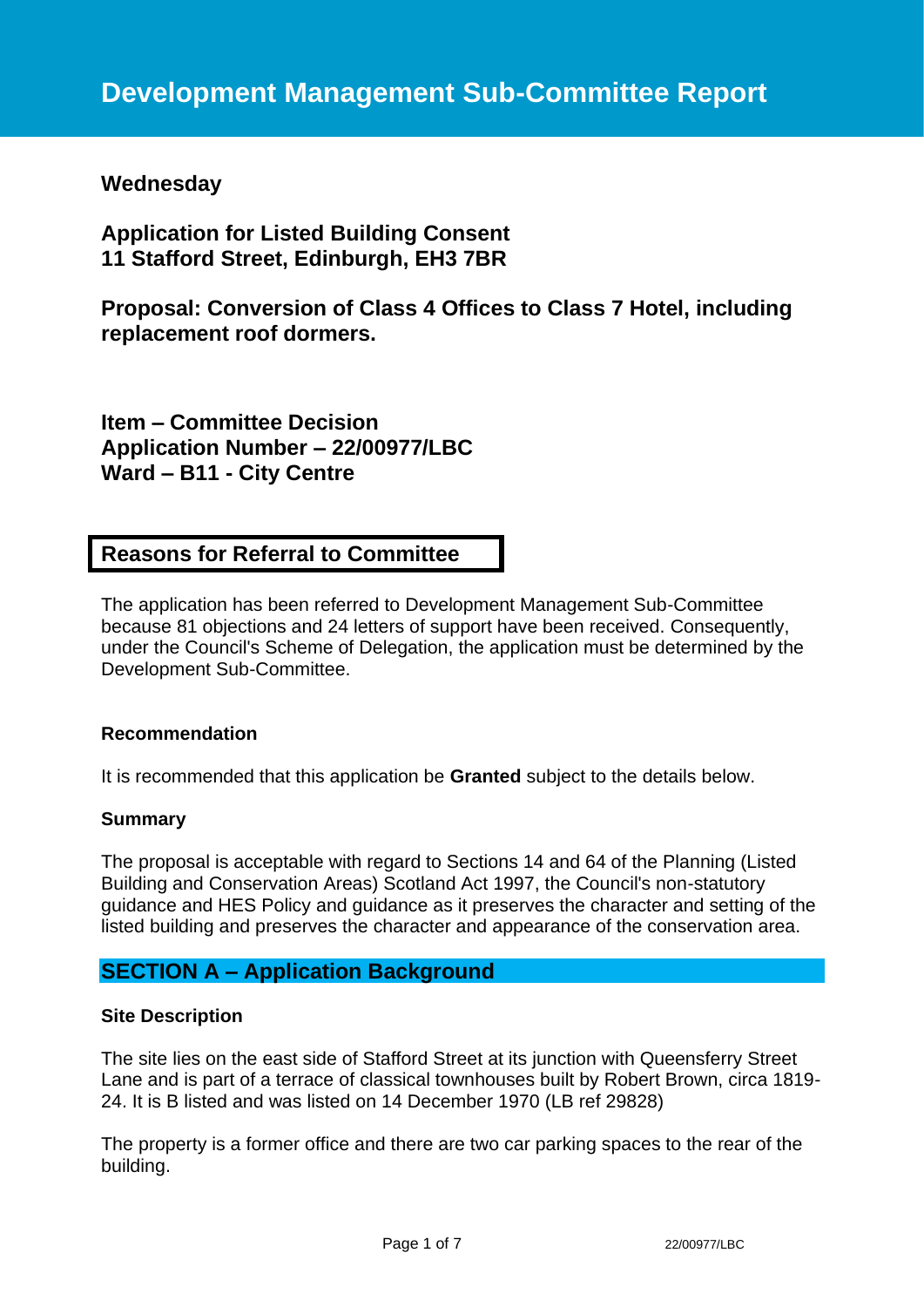# Development Management Sub-Committee Report

**Wednesday**

**Application for Listed Building Consent**
**11 Stafford Street, Edinburgh, EH3 7BR**

**Proposal: Conversion of Class 4 Offices to Class 7 Hotel, including replacement roof dormers.**

**Item – Committee Decision**
**Application Number – 22/00977/LBC**
**Ward – B11 - City Centre**

## Reasons for Referral to Committee

The application has been referred to Development Management Sub-Committee because 81 objections and 24 letters of support have been received. Consequently, under the Council's Scheme of Delegation, the application must be determined by the Development Sub-Committee.

### Recommendation

It is recommended that this application be **Granted** subject to the details below.

### Summary

The proposal is acceptable with regard to Sections 14 and 64 of the Planning (Listed Building and Conservation Areas) Scotland Act 1997, the Council's non-statutory guidance and HES Policy and guidance as it preserves the character and setting of the listed building and preserves the character and appearance of the conservation area.

## SECTION A – Application Background

### Site Description

The site lies on the east side of Stafford Street at its junction with Queensferry Street Lane and is part of a terrace of classical townhouses built by Robert Brown, circa 1819-24. It is B listed and was listed on 14 December 1970 (LB ref 29828)

The property is a former office and there are two car parking spaces to the rear of the building.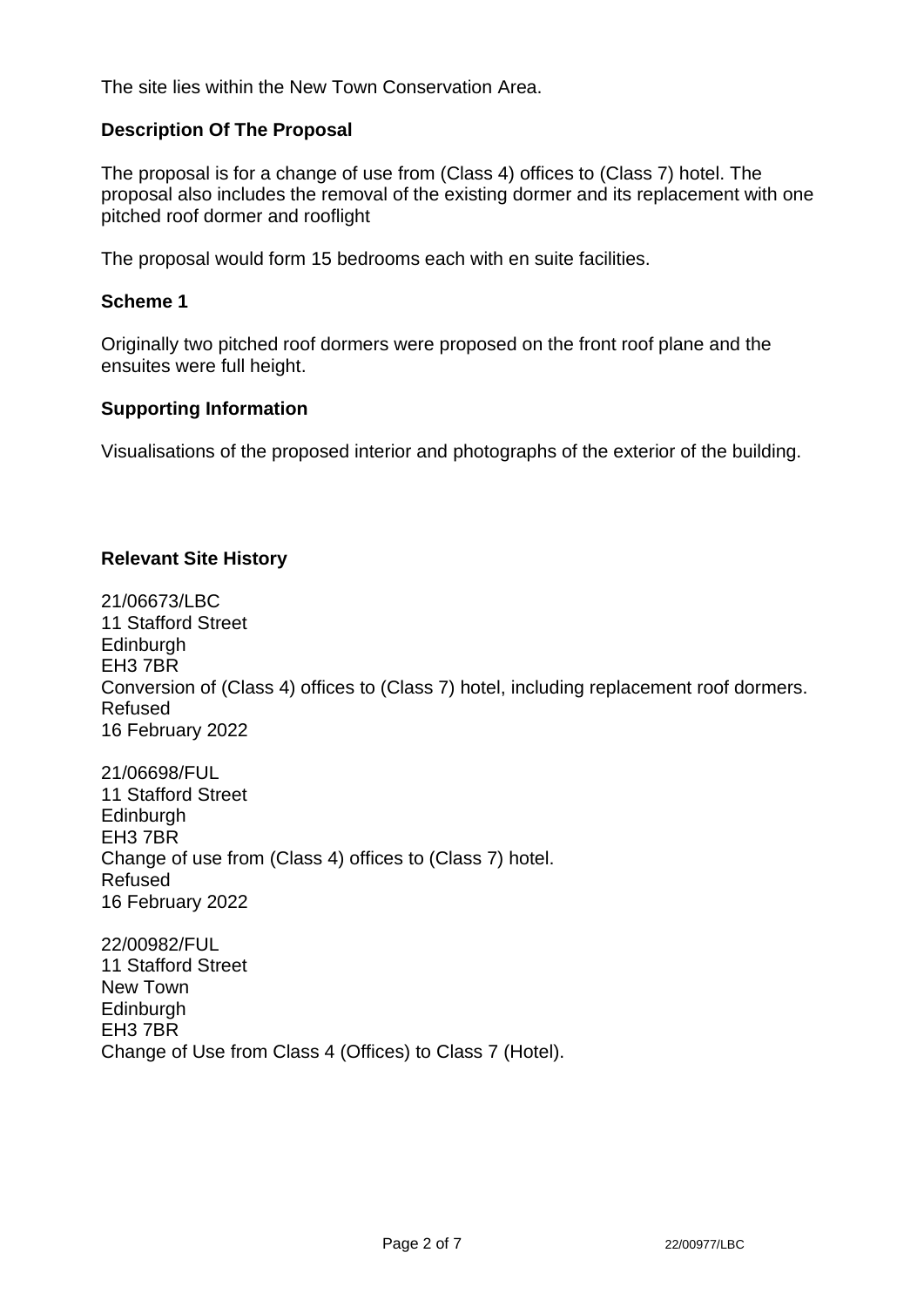The site lies within the New Town Conservation Area.

## Description Of The Proposal

The proposal is for a change of use from (Class 4) offices to (Class 7) hotel. The proposal also includes the removal of the existing dormer and its replacement with one pitched roof dormer and rooflight

The proposal would form 15 bedrooms each with en suite facilities.

## Scheme 1

Originally two pitched roof dormers were proposed on the front roof plane and the ensuites were full height.

## Supporting Information

Visualisations of the proposed interior and photographs of the exterior of the building.

## Relevant Site History

21/06673/LBC
11 Stafford Street
Edinburgh
EH3 7BR
Conversion of (Class 4) offices to (Class 7) hotel, including replacement roof dormers.
Refused
16 February 2022

21/06698/FUL
11 Stafford Street
Edinburgh
EH3 7BR
Change of use from (Class 4) offices to (Class 7) hotel.
Refused
16 February 2022

22/00982/FUL
11 Stafford Street
New Town
Edinburgh
EH3 7BR
Change of Use from Class 4 (Offices) to Class 7 (Hotel).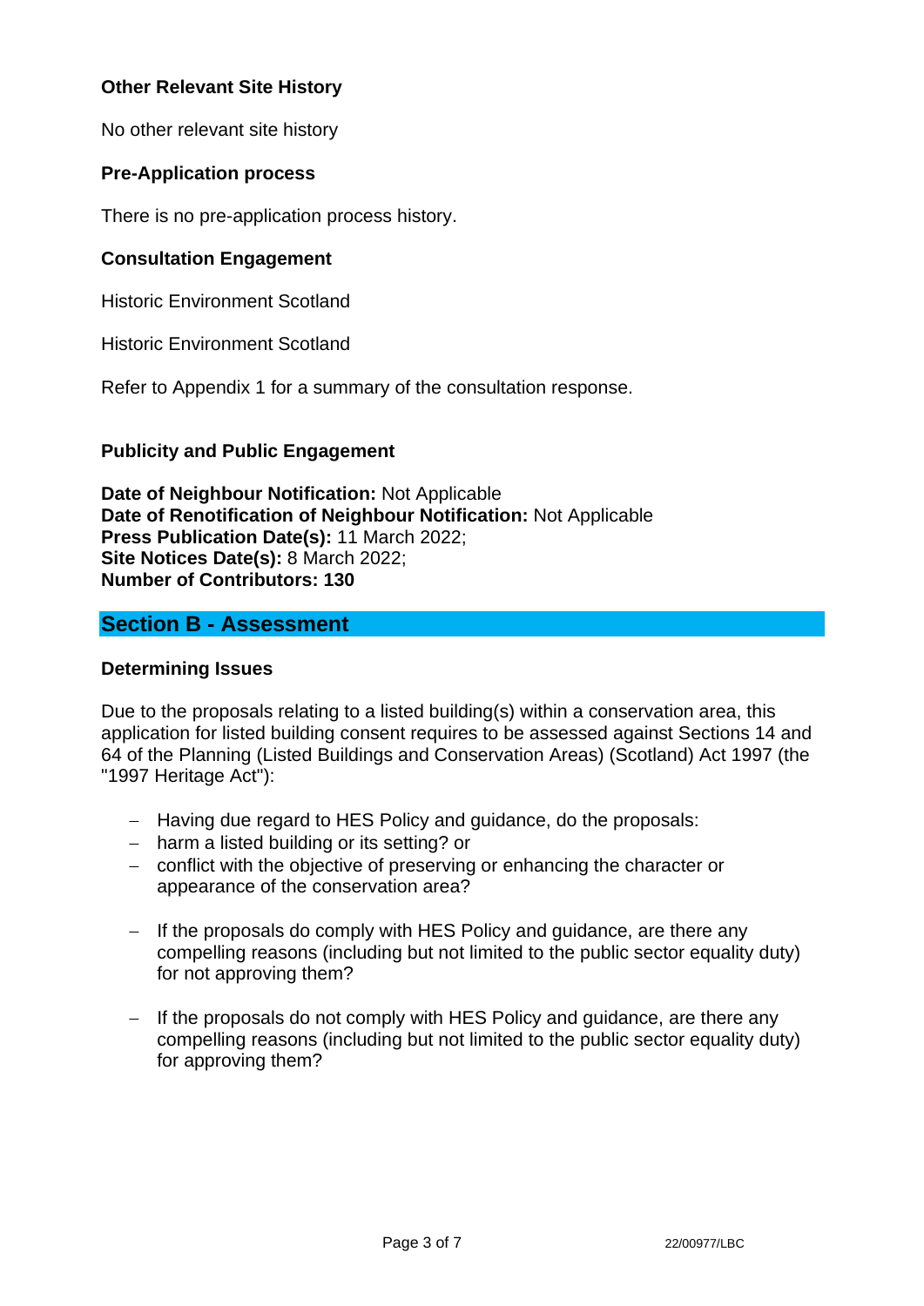**Other Relevant Site History**

No other relevant site history

**Pre-Application process**

There is no pre-application process history.

**Consultation Engagement**

Historic Environment Scotland

Historic Environment Scotland

Refer to Appendix 1 for a summary of the consultation response.

**Publicity and Public Engagement**

**Date of Neighbour Notification:** Not Applicable
**Date of Renotification of Neighbour Notification:** Not Applicable
**Press Publication Date(s):** 11 March 2022;
**Site Notices Date(s):** 8 March 2022;
**Number of Contributors: 130**

## Section B - Assessment

**Determining Issues**

Due to the proposals relating to a listed building(s) within a conservation area, this application for listed building consent requires to be assessed against Sections 14 and 64 of the Planning (Listed Buildings and Conservation Areas) (Scotland) Act 1997 (the "1997 Heritage Act"):

- Having due regard to HES Policy and guidance, do the proposals:
- harm a listed building or its setting? or
- conflict with the objective of preserving or enhancing the character or appearance of the conservation area?

- If the proposals do comply with HES Policy and guidance, are there any compelling reasons (including but not limited to the public sector equality duty) for not approving them?

- If the proposals do not comply with HES Policy and guidance, are there any compelling reasons (including but not limited to the public sector equality duty) for approving them?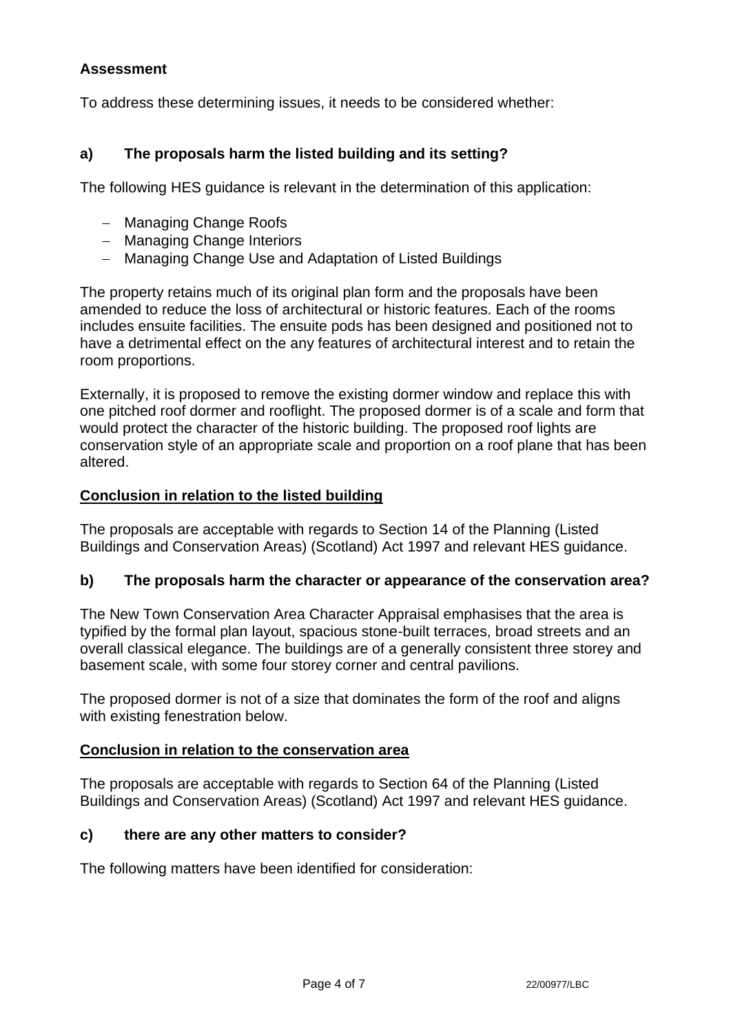## Assessment

To address these determining issues, it needs to be considered whether:

### a) The proposals harm the listed building and its setting?

The following HES guidance is relevant in the determination of this application:

- Managing Change Roofs
- Managing Change Interiors
- Managing Change Use and Adaptation of Listed Buildings

The property retains much of its original plan form and the proposals have been amended to reduce the loss of architectural or historic features. Each of the rooms includes ensuite facilities. The ensuite pods has been designed and positioned not to have a detrimental effect on the any features of architectural interest and to retain the room proportions.

Externally, it is proposed to remove the existing dormer window and replace this with one pitched roof dormer and rooflight. The proposed dormer is of a scale and form that would protect the character of the historic building. The proposed roof lights are conservation style of an appropriate scale and proportion on a roof plane that has been altered.

**Conclusion in relation to the listed building**

The proposals are acceptable with regards to Section 14 of the Planning (Listed Buildings and Conservation Areas) (Scotland) Act 1997 and relevant HES guidance.

### b) The proposals harm the character or appearance of the conservation area?

The New Town Conservation Area Character Appraisal emphasises that the area is typified by the formal plan layout, spacious stone-built terraces, broad streets and an overall classical elegance. The buildings are of a generally consistent three storey and basement scale, with some four storey corner and central pavilions.

The proposed dormer is not of a size that dominates the form of the roof and aligns with existing fenestration below.

**Conclusion in relation to the conservation area**

The proposals are acceptable with regards to Section 64 of the Planning (Listed Buildings and Conservation Areas) (Scotland) Act 1997 and relevant HES guidance.

### c) there are any other matters to consider?

The following matters have been identified for consideration: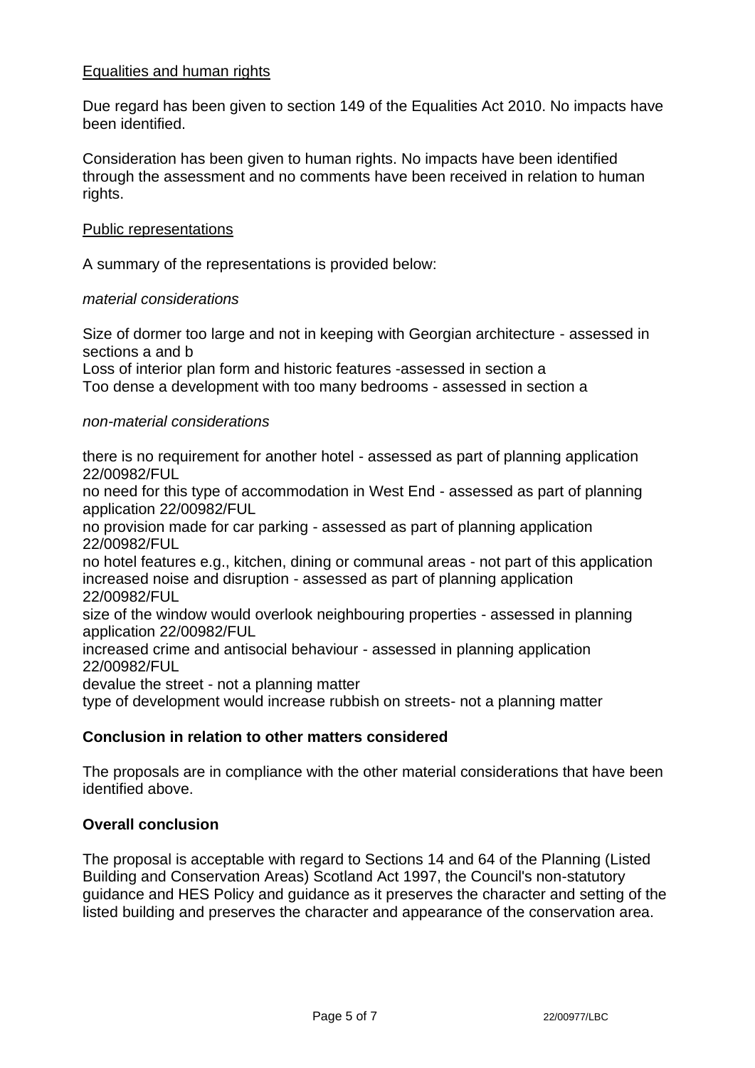Equalities and human rights

Due regard has been given to section 149 of the Equalities Act 2010. No impacts have been identified.

Consideration has been given to human rights. No impacts have been identified through the assessment and no comments have been received in relation to human rights.

Public representations

A summary of the representations is provided below:

*material considerations*

Size of dormer too large and not in keeping with Georgian architecture - assessed in sections a and b
Loss of interior plan form and historic features -assessed in section a
Too dense a development with too many bedrooms - assessed in section a

*non-material considerations*

there is no requirement for another hotel - assessed as part of planning application 22/00982/FUL
no need for this type of accommodation in West End - assessed as part of planning application 22/00982/FUL
no provision made for car parking - assessed as part of planning application 22/00982/FUL
no hotel features e.g., kitchen, dining or communal areas - not part of this application
increased noise and disruption - assessed as part of planning application 22/00982/FUL
size of the window would overlook neighbouring properties - assessed in planning application 22/00982/FUL
increased crime and antisocial behaviour - assessed in planning application 22/00982/FUL
devalue the street - not a planning matter
type of development would increase rubbish on streets- not a planning matter

**Conclusion in relation to other matters considered**

The proposals are in compliance with the other material considerations that have been identified above.

**Overall conclusion**

The proposal is acceptable with regard to Sections 14 and 64 of the Planning (Listed Building and Conservation Areas) Scotland Act 1997, the Council's non-statutory guidance and HES Policy and guidance as it preserves the character and setting of the listed building and preserves the character and appearance of the conservation area.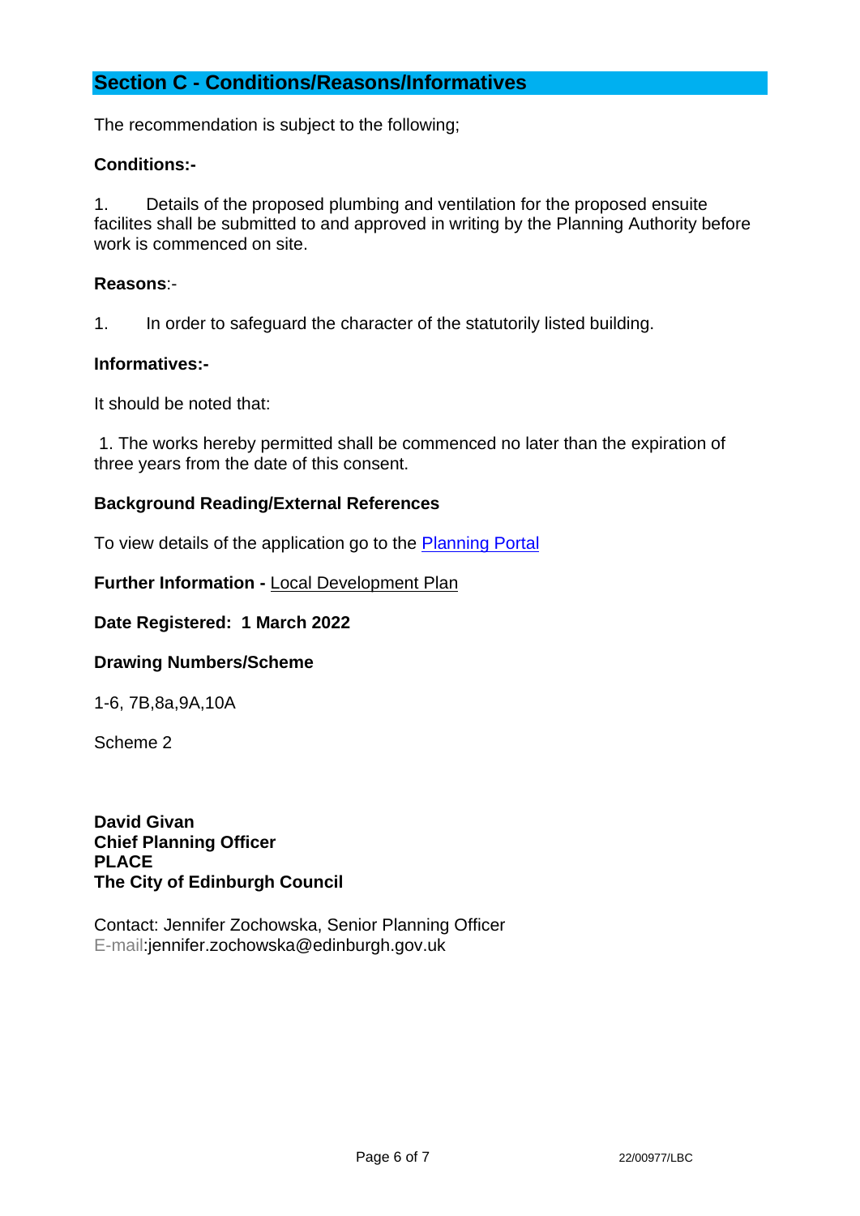## Section C - Conditions/Reasons/Informatives

The recommendation is subject to the following;

**Conditions:-**

1. Details of the proposed plumbing and ventilation for the proposed ensuite facilites shall be submitted to and approved in writing by the Planning Authority before work is commenced on site.

**Reasons**:-

1. In order to safeguard the character of the statutorily listed building.

**Informatives:-**

It should be noted that:

1. The works hereby permitted shall be commenced no later than the expiration of three years from the date of this consent.

**Background Reading/External References**

To view details of the application go to the Planning Portal

**Further Information -** Local Development Plan

**Date Registered: 1 March 2022**

**Drawing Numbers/Scheme**

1-6, 7B,8a,9A,10A

Scheme 2

**David Givan**
**Chief Planning Officer**
**PLACE**
**The City of Edinburgh Council**

Contact: Jennifer Zochowska, Senior Planning Officer
E-mail:jennifer.zochowska@edinburgh.gov.uk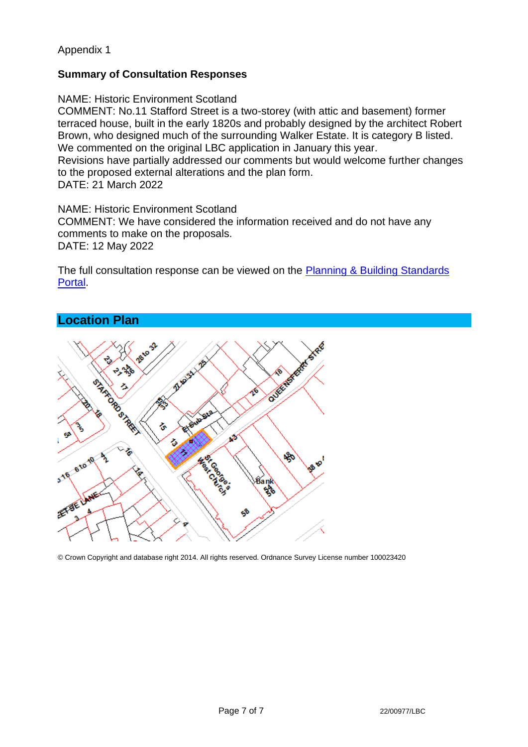Appendix 1

**Summary of Consultation Responses**

NAME: Historic Environment Scotland
COMMENT: No.11 Stafford Street is a two-storey (with attic and basement) former terraced house, built in the early 1820s and probably designed by the architect Robert Brown, who designed much of the surrounding Walker Estate. It is category B listed. We commented on the original LBC application in January this year.
Revisions have partially addressed our comments but would welcome further changes to the proposed external alterations and the plan form.
DATE: 21 March 2022

NAME: Historic Environment Scotland
COMMENT: We have considered the information received and do not have any comments to make on the proposals.
DATE: 12 May 2022

The full consultation response can be viewed on the [Planning & Building Standards Portal].

## Location Plan

© Crown Copyright and database right 2014. All rights reserved. Ordnance Survey License number 100023420